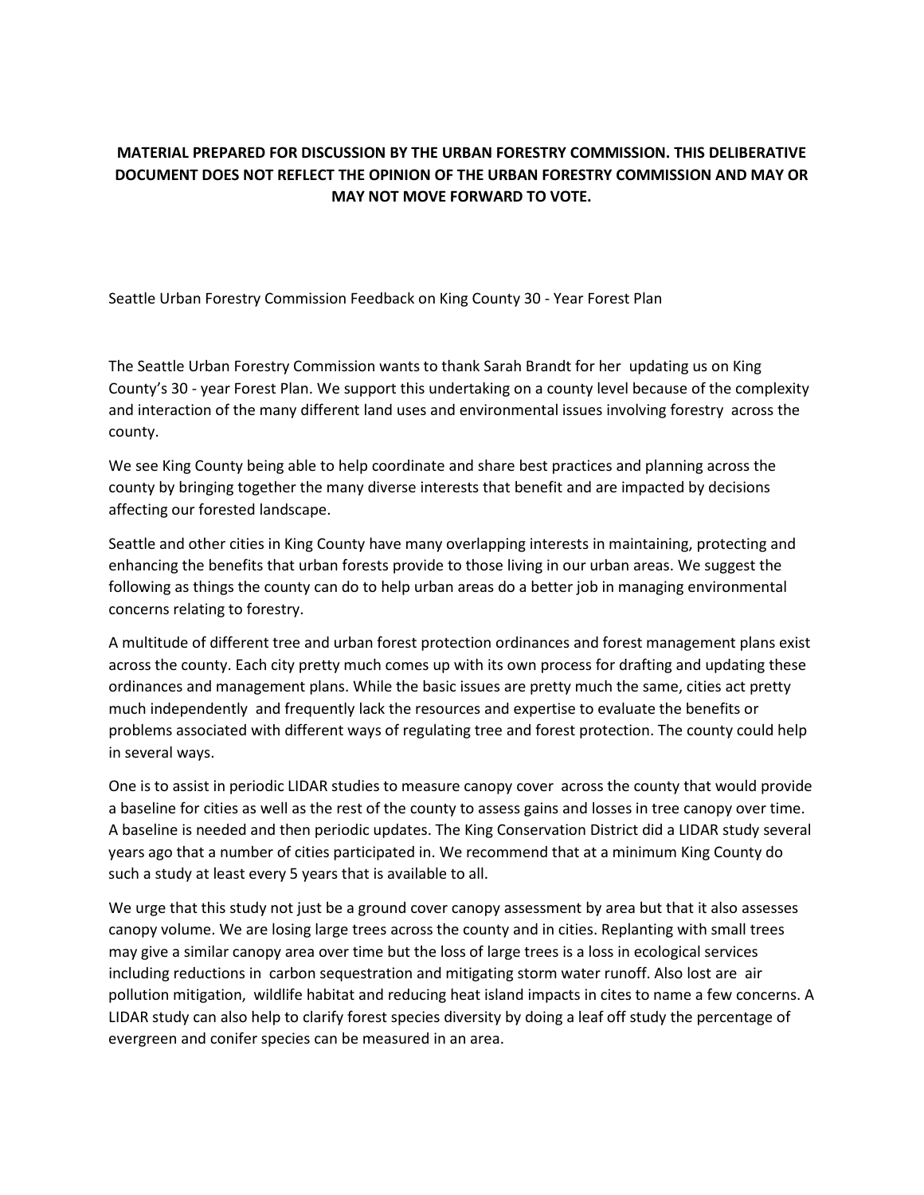**MATERIAL PREPARED FOR DISCUSSION BY THE URBAN FORESTRY COMMISSION. THIS DELIBERATIVE DOCUMENT DOES NOT REFLECT THE OPINION OF THE URBAN FORESTRY COMMISSION AND MAY OR MAY NOT MOVE FORWARD TO VOTE.**

Seattle Urban Forestry Commission Feedback on King County 30 - Year Forest Plan

The Seattle Urban Forestry Commission wants to thank Sarah Brandt for her updating us on King County's 30 - year Forest Plan. We support this undertaking on a county level because of the complexity and interaction of the many different land uses and environmental issues involving forestry across the county.

We see King County being able to help coordinate and share best practices and planning across the county by bringing together the many diverse interests that benefit and are impacted by decisions affecting our forested landscape.

Seattle and other cities in King County have many overlapping interests in maintaining, protecting and enhancing the benefits that urban forests provide to those living in our urban areas. We suggest the following as things the county can do to help urban areas do a better job in managing environmental concerns relating to forestry.

A multitude of different tree and urban forest protection ordinances and forest management plans exist across the county. Each city pretty much comes up with its own process for drafting and updating these ordinances and management plans. While the basic issues are pretty much the same, cities act pretty much independently and frequently lack the resources and expertise to evaluate the benefits or problems associated with different ways of regulating tree and forest protection. The county could help in several ways.

One is to assist in periodic LIDAR studies to measure canopy cover across the county that would provide a baseline for cities as well as the rest of the county to assess gains and losses in tree canopy over time. A baseline is needed and then periodic updates. The King Conservation District did a LIDAR study several years ago that a number of cities participated in. We recommend that at a minimum King County do such a study at least every 5 years that is available to all.

We urge that this study not just be a ground cover canopy assessment by area but that it also assesses canopy volume. We are losing large trees across the county and in cities. Replanting with small trees may give a similar canopy area over time but the loss of large trees is a loss in ecological services including reductions in carbon sequestration and mitigating storm water runoff. Also lost are air pollution mitigation, wildlife habitat and reducing heat island impacts in cites to name a few concerns. A LIDAR study can also help to clarify forest species diversity by doing a leaf off study the percentage of evergreen and conifer species can be measured in an area.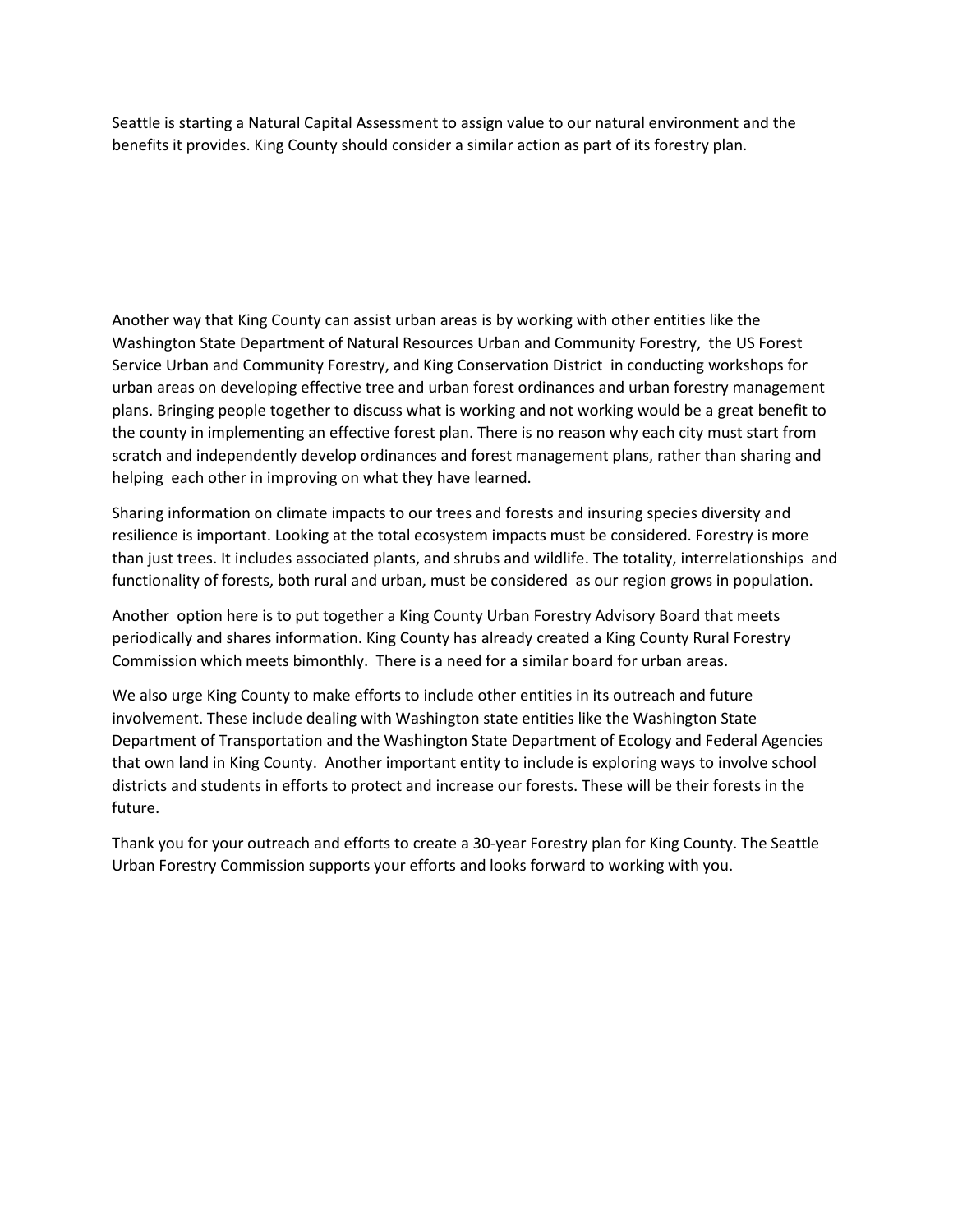Seattle is starting a Natural Capital Assessment to assign value to our natural environment and the benefits it provides. King County should consider a similar action as part of its forestry plan.

Another way that King County can assist urban areas is by working with other entities like the Washington State Department of Natural Resources Urban and Community Forestry, the US Forest Service Urban and Community Forestry, and King Conservation District in conducting workshops for urban areas on developing effective tree and urban forest ordinances and urban forestry management plans. Bringing people together to discuss what is working and not working would be a great benefit to the county in implementing an effective forest plan. There is no reason why each city must start from scratch and independently develop ordinances and forest management plans, rather than sharing and helping each other in improving on what they have learned.

Sharing information on climate impacts to our trees and forests and insuring species diversity and resilience is important. Looking at the total ecosystem impacts must be considered. Forestry is more than just trees. It includes associated plants, and shrubs and wildlife. The totality, interrelationships and functionality of forests, both rural and urban, must be considered as our region grows in population.

Another option here is to put together a King County Urban Forestry Advisory Board that meets periodically and shares information. King County has already created a King County Rural Forestry Commission which meets bimonthly. There is a need for a similar board for urban areas.

We also urge King County to make efforts to include other entities in its outreach and future involvement. These include dealing with Washington state entities like the Washington State Department of Transportation and the Washington State Department of Ecology and Federal Agencies that own land in King County. Another important entity to include is exploring ways to involve school districts and students in efforts to protect and increase our forests. These will be their forests in the future.

Thank you for your outreach and efforts to create a 30-year Forestry plan for King County. The Seattle Urban Forestry Commission supports your efforts and looks forward to working with you.